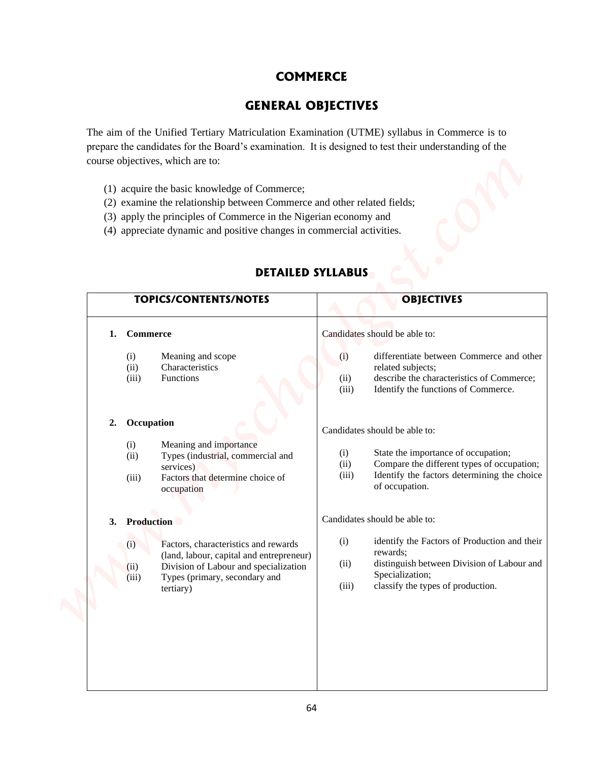# COMMERCE

## GENERAL OBJECTIVES

The aim of the Unified Tertiary Matriculation Examination (UTME) syllabus in Commerce is to prepare the candidates for the Board's examination. It is designed to test their understanding of the course objectives, which are to:

(1) acquire the basic knowledge of Commerce;
(2) examine the relationship between Commerce and other related fields;
(3) apply the principles of Commerce in the Nigerian economy and
(4) appreciate dynamic and positive changes in commercial activities.

## DETAILED SYLLABUS

| TOPICS/CONTENTS/NOTES | OBJECTIVES |
|---|---|
| **1. Commerce**<br><br>(i) Meaning and scope<br>(ii) Characteristics<br>(iii) Functions | Candidates should be able to:<br><br>(i) differentiate between Commerce and other related subjects;<br>(ii) describe the characteristics of Commerce;<br>(iii) Identify the functions of Commerce. |
| **2. Occupation**<br><br>(i) Meaning and importance<br>(ii) Types (industrial, commercial and services)<br>(iii) Factors that determine choice of occupation | Candidates should be able to:<br><br>(i) State the importance of occupation;<br>(ii) Compare the different types of occupation;<br>(iii) Identify the factors determining the choice of occupation. |
| **3. Production**<br><br>(i) Factors, characteristics and rewards (land, labour, capital and entrepreneur)<br>(ii) Division of Labour and specialization<br>(iii) Types (primary, secondary and tertiary) | Candidates should be able to:<br><br>(i) identify the Factors of Production and their rewards;<br>(ii) distinguish between Division of Labour and Specialization;<br>(iii) classify the types of production. |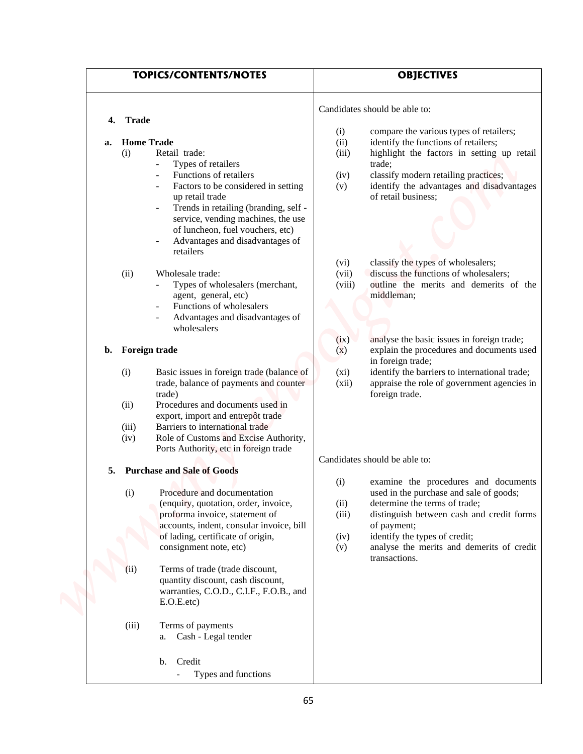| TOPICS/CONTENTS/NOTES | OBJECTIVES |
|---|---|
| **4. Trade**<br><br>**a. Home Trade**<br>(i) Retail trade:<br>- Types of retailers<br>- Functions of retailers<br>- Factors to be considered in setting up retail trade<br>- Trends in retailing (branding, self - service, vending machines, the use of luncheon, fuel vouchers, etc)<br>- Advantages and disadvantages of retailers<br><br>(ii) Wholesale trade:<br>- Types of wholesalers (merchant, agent, general, etc)<br>- Functions of wholesalers<br>- Advantages and disadvantages of wholesalers<br><br>**b. Foreign trade**<br><br>(i) Basic issues in foreign trade (balance of trade, balance of payments and counter trade)<br>(ii) Procedures and documents used in export, import and entrepôt trade<br>(iii) Barriers to international trade<br>(iv) Role of Customs and Excise Authority, Ports Authority, etc in foreign trade | Candidates should be able to:<br><br>(i) compare the various types of retailers;<br>(ii) identify the functions of retailers;<br>(iii) highlight the factors in setting up retail trade;<br>(iv) classify modern retailing practices;<br>(v) identify the advantages and disadvantages of retail business;<br><br>(vi) classify the types of wholesalers;<br>(vii) discuss the functions of wholesalers;<br>(viii) outline the merits and demerits of the middleman;<br><br>(ix) analyse the basic issues in foreign trade;<br>(x) explain the procedures and documents used in foreign trade;<br>(xi) identify the barriers to international trade;<br>(xii) appraise the role of government agencies in foreign trade. |
| **5. Purchase and Sale of Goods**<br><br>(i) Procedure and documentation (enquiry, quotation, order, invoice, proforma invoice, statement of accounts, indent, consular invoice, bill of lading, certificate of origin, consignment note, etc)<br><br>(ii) Terms of trade (trade discount, quantity discount, cash discount, warranties, C.O.D., C.I.F., F.O.B., and E.O.E.etc)<br><br>(iii) Terms of payments<br>a. Cash - Legal tender<br><br>b. Credit<br>- Types and functions | Candidates should be able to:<br><br>(i) examine the procedures and documents used in the purchase and sale of goods;<br>(ii) determine the terms of trade;<br>(iii) distinguish between cash and credit forms of payment;<br>(iv) identify the types of credit;<br>(v) analyse the merits and demerits of credit transactions. |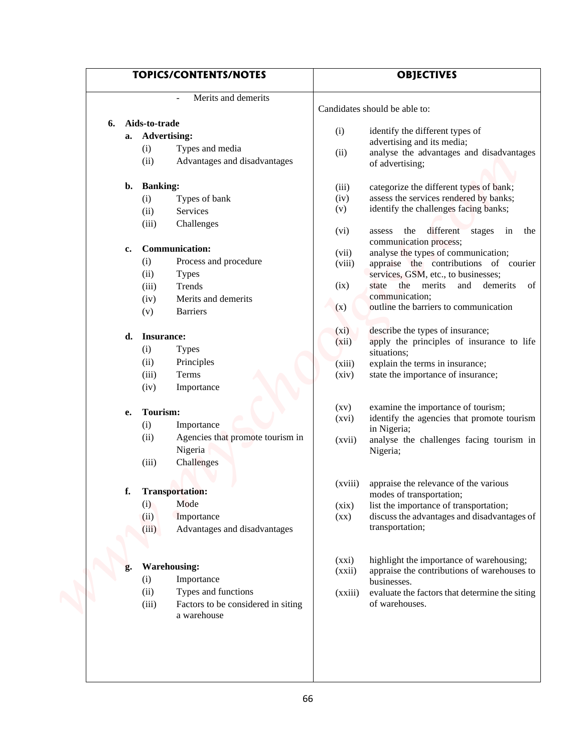| TOPICS/CONTENTS/NOTES | OBJECTIVES |
|---|---|
| - Merits and demerits | Candidates should be able to: |
| **6. Aids-to-trade** | |
| **a. Advertising:** (i) Types and media (ii) Advantages and disadvantages | (i) identify the different types of advertising and its media; (ii) analyse the advantages and disadvantages of advertising; |
| **b. Banking:** (i) Types of bank (ii) Services (iii) Challenges | (iii) categorize the different types of bank; (iv) assess the services rendered by banks; (v) identify the challenges facing banks; |
| **c. Communication:** (i) Process and procedure (ii) Types (iii) Trends (iv) Merits and demerits (v) Barriers | (vi) assess the different stages in the communication process; (vii) analyse the types of communication; (viii) appraise the contributions of courier services, GSM, etc., to businesses; (ix) state the merits and demerits of communication; (x) outline the barriers to communication |
| **d. Insurance:** (i) Types (ii) Principles (iii) Terms (iv) Importance | (xi) describe the types of insurance; (xii) apply the principles of insurance to life situations; (xiii) explain the terms in insurance; (xiv) state the importance of insurance; |
| **e. Tourism:** (i) Importance (ii) Agencies that promote tourism in Nigeria (iii) Challenges | (xv) examine the importance of tourism; (xvi) identify the agencies that promote tourism in Nigeria; (xvii) analyse the challenges facing tourism in Nigeria; |
| **f. Transportation:** (i) Mode (ii) Importance (iii) Advantages and disadvantages | (xviii) appraise the relevance of the various modes of transportation; (xix) list the importance of transportation; (xx) discuss the advantages and disadvantages of transportation; |
| **g. Warehousing:** (i) Importance (ii) Types and functions (iii) Factors to be considered in siting a warehouse | (xxi) highlight the importance of warehousing; (xxii) appraise the contributions of warehouses to businesses. (xxiii) evaluate the factors that determine the siting of warehouses. |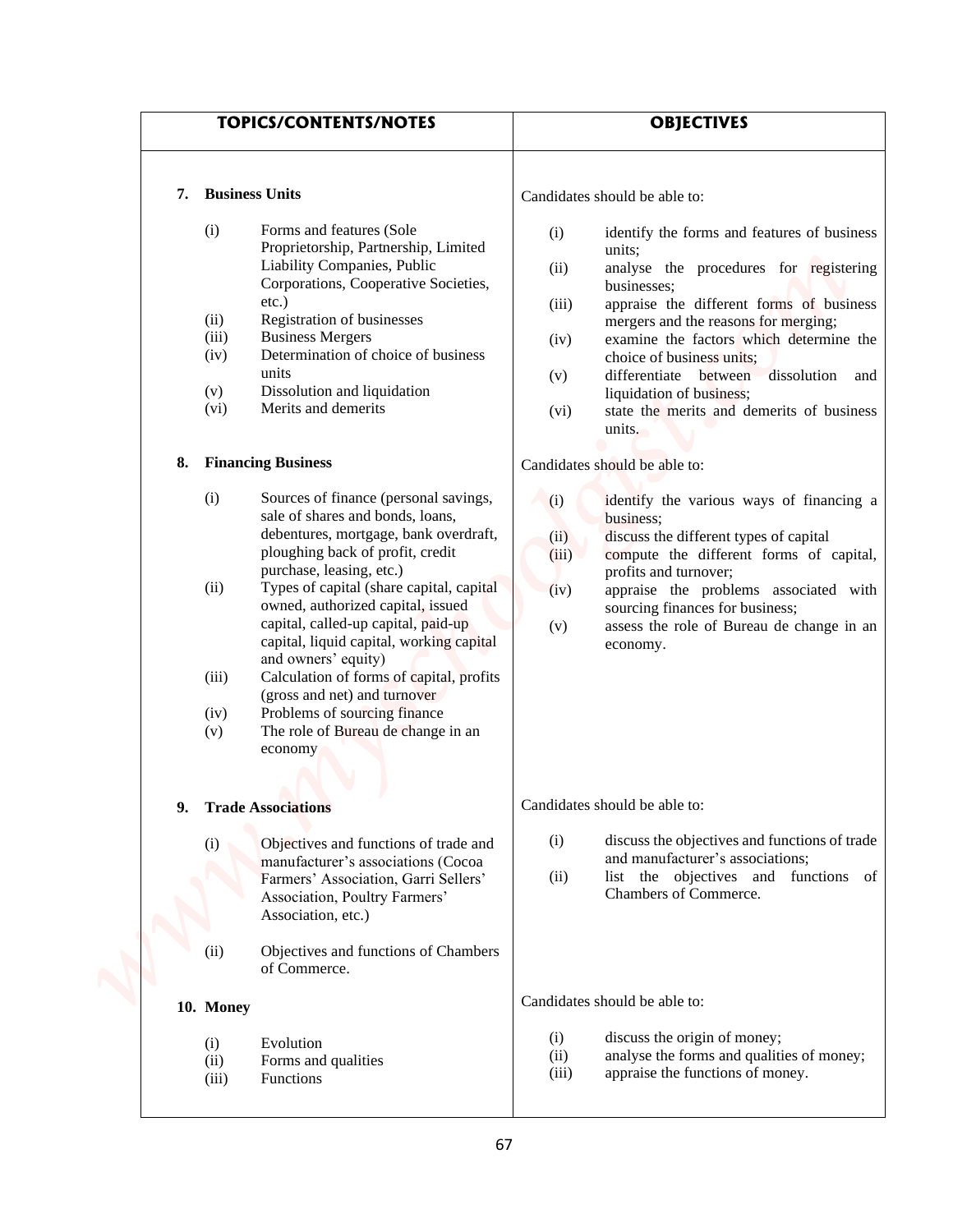| TOPICS/CONTENTS/NOTES | OBJECTIVES |
|---|---|
| **7. Business Units**<br><br>(i) Forms and features (Sole Proprietorship, Partnership, Limited Liability Companies, Public Corporations, Cooperative Societies, etc.)<br>(ii) Registration of businesses<br>(iii) Business Mergers<br>(iv) Determination of choice of business units<br>(v) Dissolution and liquidation<br>(vi) Merits and demerits | Candidates should be able to:<br><br>(i) identify the forms and features of business units;<br>(ii) analyse the procedures for registering businesses;<br>(iii) appraise the different forms of business mergers and the reasons for merging;<br>(iv) examine the factors which determine the choice of business units;<br>(v) differentiate between dissolution and liquidation of business;<br>(vi) state the merits and demerits of business units. |
| **8. Financing Business**<br><br>(i) Sources of finance (personal savings, sale of shares and bonds, loans, debentures, mortgage, bank overdraft, ploughing back of profit, credit purchase, leasing, etc.)<br>(ii) Types of capital (share capital, capital owned, authorized capital, issued capital, called-up capital, paid-up capital, liquid capital, working capital and owners' equity)<br>(iii) Calculation of forms of capital, profits (gross and net) and turnover<br>(iv) Problems of sourcing finance<br>(v) The role of Bureau de change in an economy | Candidates should be able to:<br><br>(i) identify the various ways of financing a business;<br>(ii) discuss the different types of capital<br>(iii) compute the different forms of capital, profits and turnover;<br>(iv) appraise the problems associated with sourcing finances for business;<br>(v) assess the role of Bureau de change in an economy. |
| **9. Trade Associations**<br><br>(i) Objectives and functions of trade and manufacturer's associations (Cocoa Farmers' Association, Garri Sellers' Association, Poultry Farmers' Association, etc.)<br><br>(ii) Objectives and functions of Chambers of Commerce. | Candidates should be able to:<br><br>(i) discuss the objectives and functions of trade and manufacturer's associations;<br>(ii) list the objectives and functions of Chambers of Commerce. |
| **10. Money**<br><br>(i) Evolution<br>(ii) Forms and qualities<br>(iii) Functions | Candidates should be able to:<br><br>(i) discuss the origin of money;<br>(ii) analyse the forms and qualities of money;<br>(iii) appraise the functions of money. |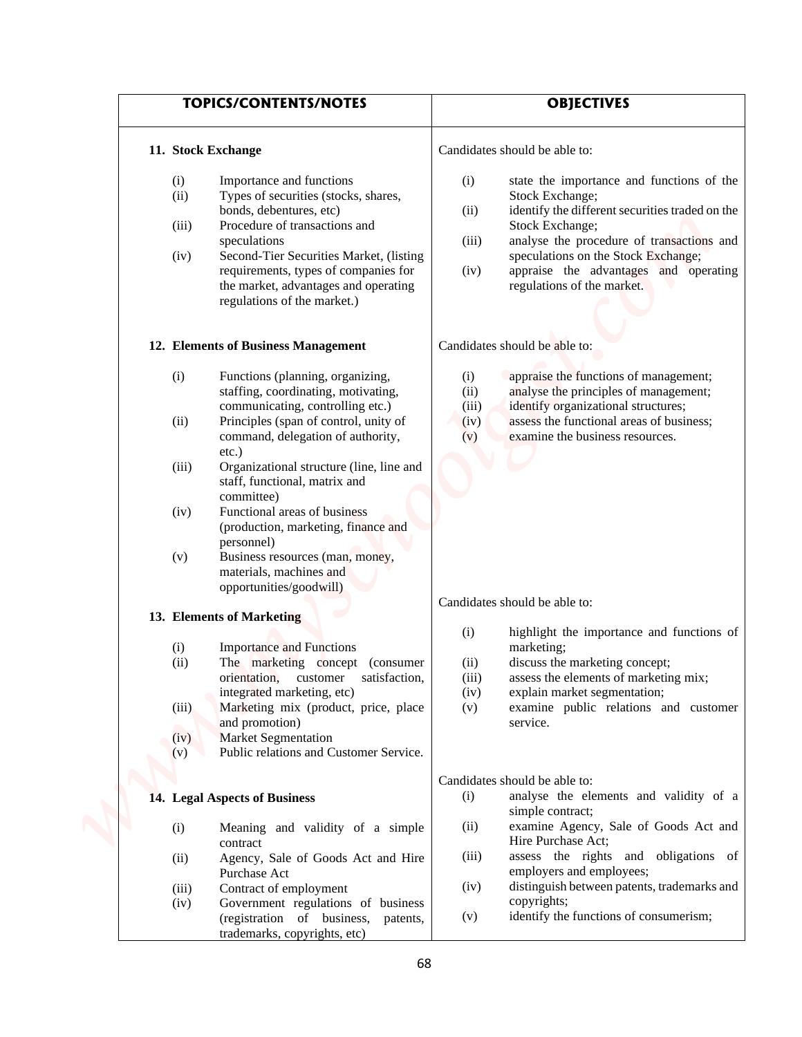| TOPICS/CONTENTS/NOTES | OBJECTIVES |
|---|---|
| **11. Stock Exchange**<br><br>(i) Importance and functions<br>(ii) Types of securities (stocks, shares, bonds, debentures, etc)<br>(iii) Procedure of transactions and speculations<br>(iv) Second-Tier Securities Market, (listing requirements, types of companies for the market, advantages and operating regulations of the market.) | Candidates should be able to:<br><br>(i) state the importance and functions of the Stock Exchange;<br>(ii) identify the different securities traded on the Stock Exchange;<br>(iii) analyse the procedure of transactions and speculations on the Stock Exchange;<br>(iv) appraise the advantages and operating regulations of the market. |
| **12. Elements of Business Management**<br><br>(i) Functions (planning, organizing, staffing, coordinating, motivating, communicating, controlling etc.)<br>(ii) Principles (span of control, unity of command, delegation of authority, etc.)<br>(iii) Organizational structure (line, line and staff, functional, matrix and committee)<br>(iv) Functional areas of business (production, marketing, finance and personnel)<br>(v) Business resources (man, money, materials, machines and opportunities/goodwill) | Candidates should be able to:<br><br>(i) appraise the functions of management;<br>(ii) analyse the principles of management;<br>(iii) identify organizational structures;<br>(iv) assess the functional areas of business;<br>(v) examine the business resources. |
| **13. Elements of Marketing**<br><br>(i) Importance and Functions<br>(ii) The marketing concept (consumer orientation, customer satisfaction, integrated marketing, etc)<br>(iii) Marketing mix (product, price, place and promotion)<br>(iv) Market Segmentation<br>(v) Public relations and Customer Service. | Candidates should be able to:<br><br>(i) highlight the importance and functions of marketing;<br>(ii) discuss the marketing concept;<br>(iii) assess the elements of marketing mix;<br>(iv) explain market segmentation;<br>(v) examine public relations and customer service. |
| **14. Legal Aspects of Business**<br><br>(i) Meaning and validity of a simple contract<br>(ii) Agency, Sale of Goods Act and Hire Purchase Act<br>(iii) Contract of employment<br>(iv) Government regulations of business (registration of business, patents, trademarks, copyrights, etc) | Candidates should be able to:<br>(i) analyse the elements and validity of a simple contract;<br>(ii) examine Agency, Sale of Goods Act and Hire Purchase Act;<br>(iii) assess the rights and obligations of employers and employees;<br>(iv) distinguish between patents, trademarks and copyrights;<br>(v) identify the functions of consumerism; |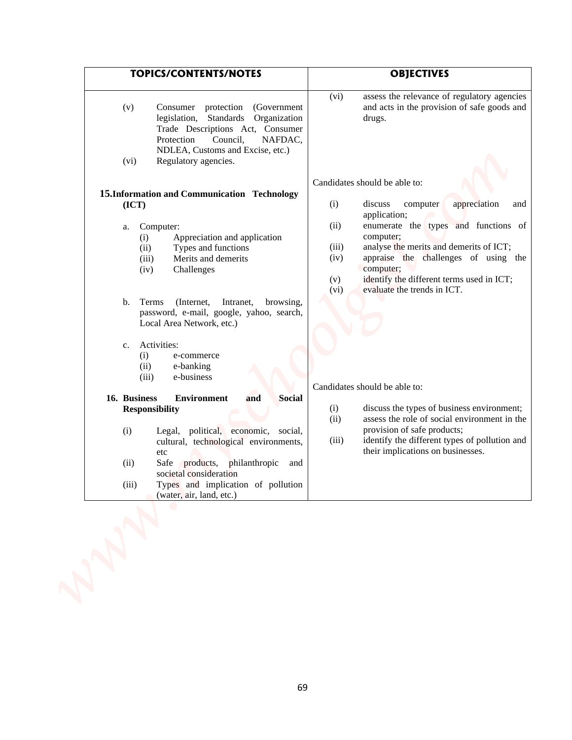| TOPICS/CONTENTS/NOTES | OBJECTIVES |
| --- | --- |
| (v) Consumer protection (Government legislation, Standards Organization Trade Descriptions Act, Consumer Protection Council, NAFDAC, NDLEA, Customs and Excise, etc.)<br>(vi) Regulatory agencies. | (vi) assess the relevance of regulatory agencies and acts in the provision of safe goods and drugs. |
| **15. Information and Communication Technology (ICT)**<br><br>a. Computer:<br>(i) Appreciation and application<br>(ii) Types and functions<br>(iii) Merits and demerits<br>(iv) Challenges<br><br>b. Terms (Internet, Intranet, browsing, password, e-mail, google, yahoo, search, Local Area Network, etc.)<br><br>c. Activities:<br>(i) e-commerce<br>(ii) e-banking<br>(iii) e-business | Candidates should be able to:<br><br>(i) discuss computer appreciation and application;<br>(ii) enumerate the types and functions of computer;<br>(iii) analyse the merits and demerits of ICT;<br>(iv) appraise the challenges of using the computer;<br>(v) identify the different terms used in ICT;<br>(vi) evaluate the trends in ICT. |
| **16. Business Environment and Social Responsibility**<br><br>(i) Legal, political, economic, social, cultural, technological environments, etc<br>(ii) Safe products, philanthropic and societal consideration<br>(iii) Types and implication of pollution (water, air, land, etc.) | Candidates should be able to:<br><br>(i) discuss the types of business environment;<br>(ii) assess the role of social environment in the provision of safe products;<br>(iii) identify the different types of pollution and their implications on businesses. |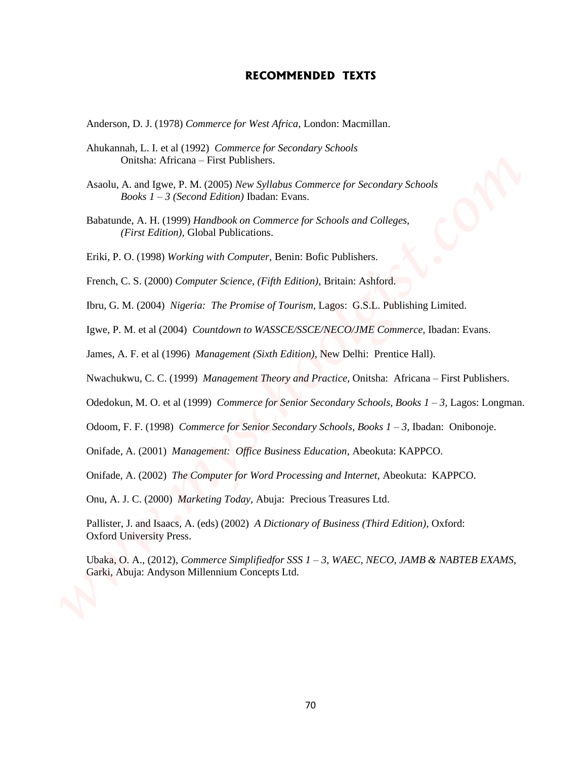## RECOMMENDED TEXTS

Anderson, D. J. (1978) *Commerce for West Africa*, London: Macmillan.

Ahukannah, L. I. et al (1992) *Commerce for Secondary Schools* Onitsha: Africana – First Publishers.

Asaolu, A. and Igwe, P. M. (2005) *New Syllabus Commerce for Secondary Schools Books 1 – 3 (Second Edition)* Ibadan: Evans.

Babatunde, A. H. (1999) *Handbook on Commerce for Schools and Colleges, (First Edition)*, Global Publications.

Eriki, P. O. (1998) *Working with Computer*, Benin: Bofic Publishers.

French, C. S. (2000) *Computer Science, (Fifth Edition)*, Britain: Ashford.

Ibru, G. M. (2004) *Nigeria: The Promise of Tourism*, Lagos: G.S.L. Publishing Limited.

Igwe, P. M. et al (2004) *Countdown to WASSCE/SSCE/NECO/JME Commerce*, Ibadan: Evans.

James, A. F. et al (1996) *Management (Sixth Edition)*, New Delhi: Prentice Hall).

Nwachukwu, C. C. (1999) *Management Theory and Practice*, Onitsha: Africana – First Publishers.

Odedokun, M. O. et al (1999) *Commerce for Senior Secondary Schools, Books 1 – 3*, Lagos: Longman.

Odoom, F. F. (1998) *Commerce for Senior Secondary Schools, Books 1 – 3*, Ibadan: Onibonoje.

Onifade, A. (2001) *Management: Office Business Education*, Abeokuta: KAPPCO.

Onifade, A. (2002) *The Computer for Word Processing and Internet*, Abeokuta: KAPPCO.

Onu, A. J. C. (2000) *Marketing Today*, Abuja: Precious Treasures Ltd.

Pallister, J. and Isaacs, A. (eds) (2002) *A Dictionary of Business (Third Edition)*, Oxford: Oxford University Press.

Ubaka, O. A., (2012), *Commerce Simplifiedfor SSS 1 – 3, WAEC, NECO, JAMB & NABTEB EXAMS*, Garki, Abuja: Andyson Millennium Concepts Ltd.